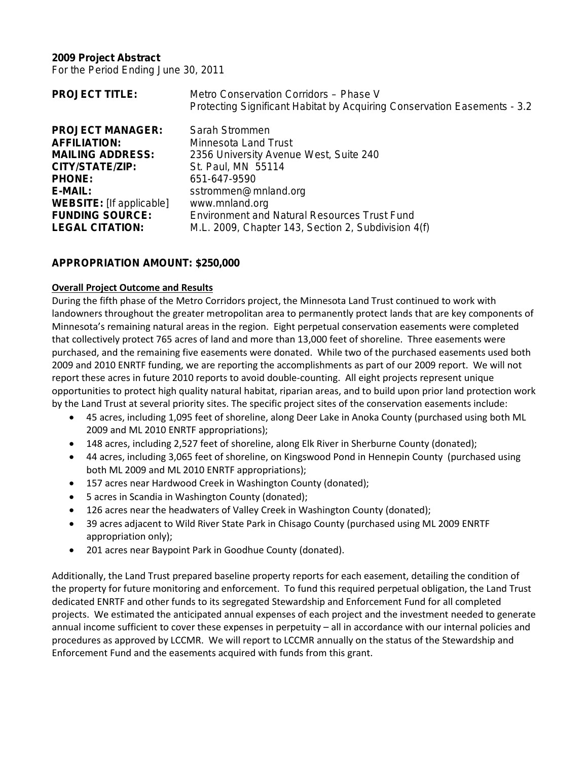**2009 Project Abstract**
For the Period Ending June 30, 2011

| | |
|---|---|
| **PROJECT TITLE:** | Metro Conservation Corridors – Phase V<br>Protecting Significant Habitat by Acquiring Conservation Easements - 3.2 |
| **PROJECT MANAGER:** | Sarah Strommen |
| **AFFILIATION:** | Minnesota Land Trust |
| **MAILING ADDRESS:** | 2356 University Avenue West, Suite 240 |
| **CITY/STATE/ZIP:** | St. Paul, MN 55114 |
| **PHONE:** | 651-647-9590 |
| **E-MAIL:** | sstrommen@mnland.org |
| **WEBSITE:** [If applicable] | www.mnland.org |
| **FUNDING SOURCE:** | Environment and Natural Resources Trust Fund |
| **LEGAL CITATION:** | M.L. 2009, Chapter 143, Section 2, Subdivision 4(f) |

**APPROPRIATION AMOUNT: $250,000**

**Overall Project Outcome and Results**

During the fifth phase of the Metro Corridors project, the Minnesota Land Trust continued to work with landowners throughout the greater metropolitan area to permanently protect lands that are key components of Minnesota's remaining natural areas in the region. Eight perpetual conservation easements were completed that collectively protect 765 acres of land and more than 13,000 feet of shoreline. Three easements were purchased, and the remaining five easements were donated. While two of the purchased easements used both 2009 and 2010 ENRTF funding, we are reporting the accomplishments as part of our 2009 report. We will not report these acres in future 2010 reports to avoid double-counting. All eight projects represent unique opportunities to protect high quality natural habitat, riparian areas, and to build upon prior land protection work by the Land Trust at several priority sites. The specific project sites of the conservation easements include:

- 45 acres, including 1,095 feet of shoreline, along Deer Lake in Anoka County (purchased using both ML 2009 and ML 2010 ENRTF appropriations);
- 148 acres, including 2,527 feet of shoreline, along Elk River in Sherburne County (donated);
- 44 acres, including 3,065 feet of shoreline, on Kingswood Pond in Hennepin County (purchased using both ML 2009 and ML 2010 ENRTF appropriations);
- 157 acres near Hardwood Creek in Washington County (donated);
- 5 acres in Scandia in Washington County (donated);
- 126 acres near the headwaters of Valley Creek in Washington County (donated);
- 39 acres adjacent to Wild River State Park in Chisago County (purchased using ML 2009 ENRTF appropriation only);
- 201 acres near Baypoint Park in Goodhue County (donated).

Additionally, the Land Trust prepared baseline property reports for each easement, detailing the condition of the property for future monitoring and enforcement. To fund this required perpetual obligation, the Land Trust dedicated ENRTF and other funds to its segregated Stewardship and Enforcement Fund for all completed projects. We estimated the anticipated annual expenses of each project and the investment needed to generate annual income sufficient to cover these expenses in perpetuity – all in accordance with our internal policies and procedures as approved by LCCMR. We will report to LCCMR annually on the status of the Stewardship and Enforcement Fund and the easements acquired with funds from this grant.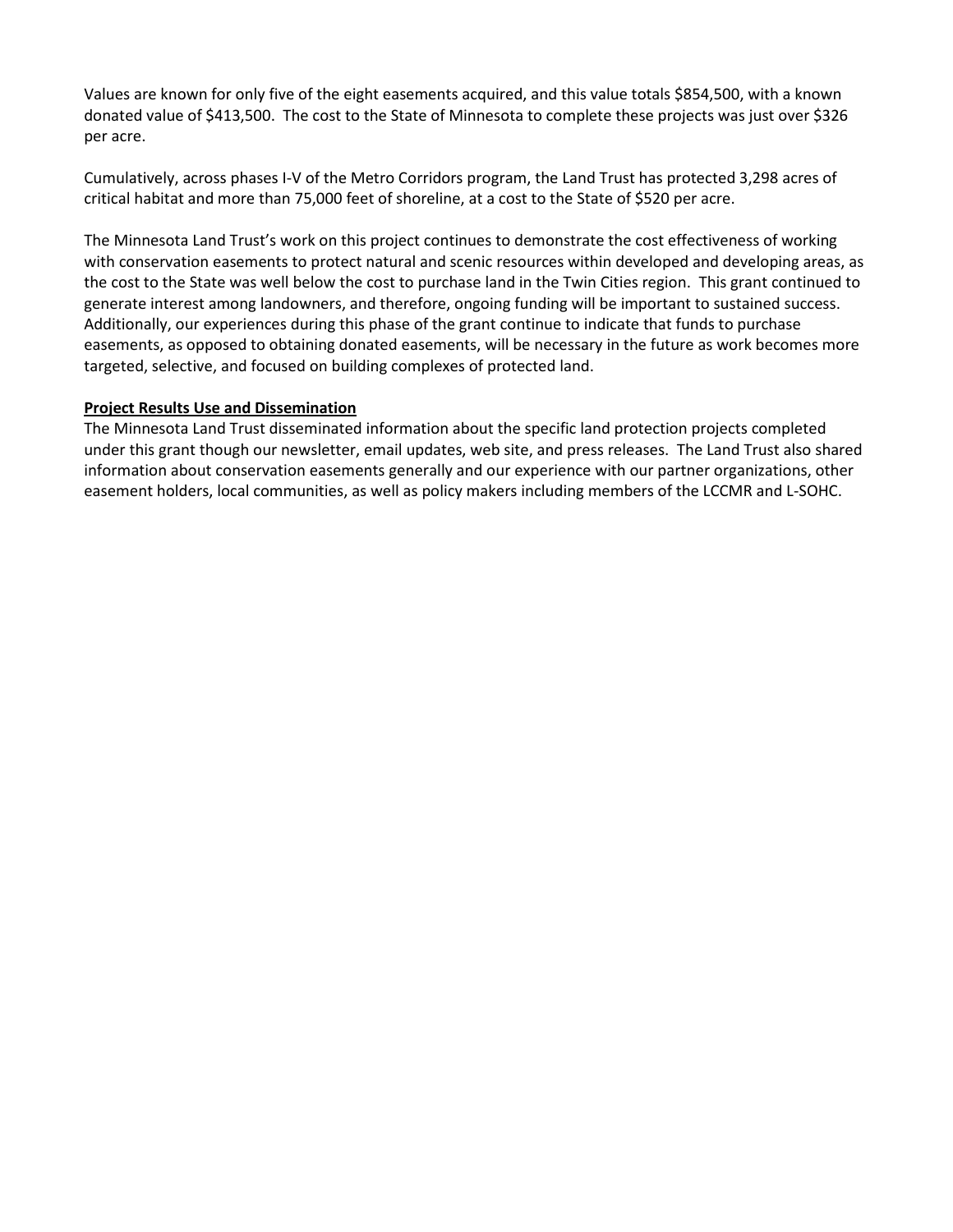Values are known for only five of the eight easements acquired, and this value totals $854,500, with a known donated value of $413,500. The cost to the State of Minnesota to complete these projects was just over $326 per acre.

Cumulatively, across phases I-V of the Metro Corridors program, the Land Trust has protected 3,298 acres of critical habitat and more than 75,000 feet of shoreline, at a cost to the State of $520 per acre.

The Minnesota Land Trust's work on this project continues to demonstrate the cost effectiveness of working with conservation easements to protect natural and scenic resources within developed and developing areas, as the cost to the State was well below the cost to purchase land in the Twin Cities region. This grant continued to generate interest among landowners, and therefore, ongoing funding will be important to sustained success. Additionally, our experiences during this phase of the grant continue to indicate that funds to purchase easements, as opposed to obtaining donated easements, will be necessary in the future as work becomes more targeted, selective, and focused on building complexes of protected land.

**Project Results Use and Dissemination**

The Minnesota Land Trust disseminated information about the specific land protection projects completed under this grant though our newsletter, email updates, web site, and press releases. The Land Trust also shared information about conservation easements generally and our experience with our partner organizations, other easement holders, local communities, as well as policy makers including members of the LCCMR and L-SOHC.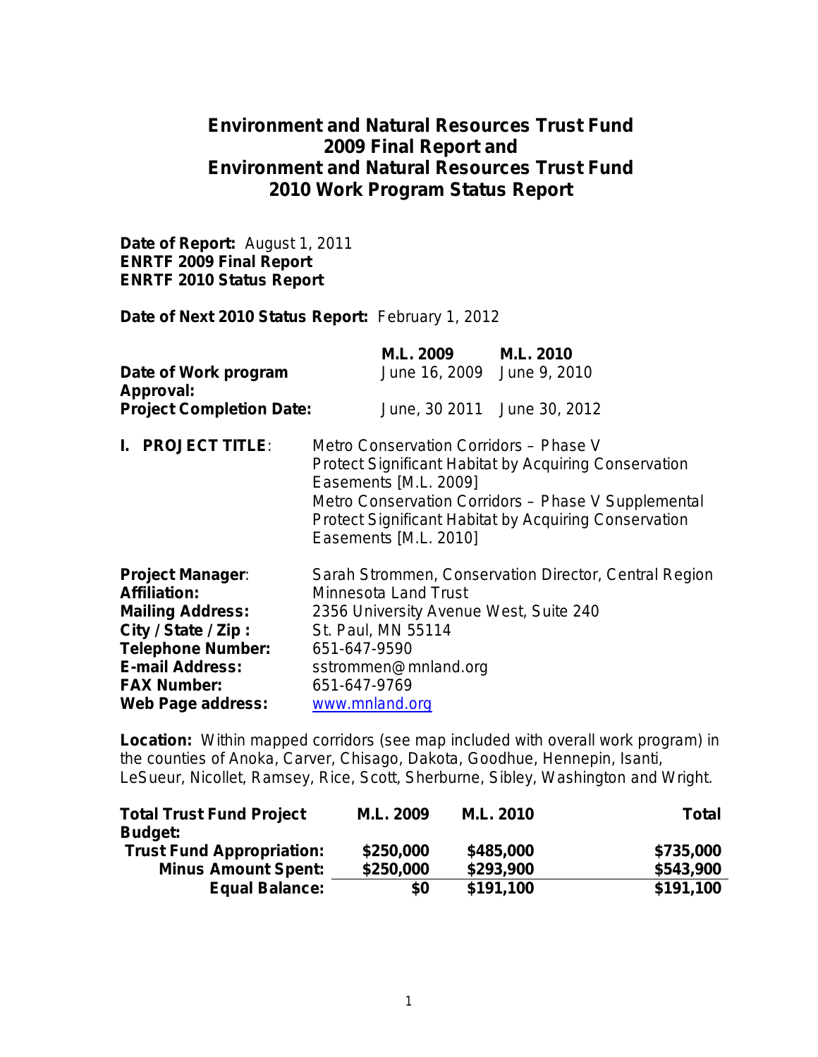# Environment and Natural Resources Trust Fund 2009 Final Report and Environment and Natural Resources Trust Fund 2010 Work Program Status Report

**Date of Report:** August 1, 2011
**ENRTF 2009 Final Report**
**ENRTF 2010 Status Report**

**Date of Next 2010 Status Report:** February 1, 2012

| | M.L. 2009 | M.L. 2010 |
|---|---|---|
| **Date of Work program Approval:** | June 16, 2009 | June 9, 2010 |
| **Project Completion Date:** | June, 30 2011 | June 30, 2012 |

**I. PROJECT TITLE**: Metro Conservation Corridors – Phase V
Protect Significant Habitat by Acquiring Conservation Easements [M.L. 2009]
Metro Conservation Corridors – Phase V Supplemental
Protect Significant Habitat by Acquiring Conservation Easements [M.L. 2010]

**Project Manager**: Sarah Strommen, Conservation Director, Central Region
**Affiliation:** Minnesota Land Trust
**Mailing Address:** 2356 University Avenue West, Suite 240
**City / State / Zip :** St. Paul, MN 55114
**Telephone Number:** 651-647-9590
**E-mail Address:** sstrommen@mnland.org
**FAX Number:** 651-647-9769
**Web Page address:** www.mnland.org

**Location:** Within mapped corridors (see map included with overall work program) in the counties of Anoka, Carver, Chisago, Dakota, Goodhue, Hennepin, Isanti, LeSueur, Nicollet, Ramsey, Rice, Scott, Sherburne, Sibley, Washington and Wright.

| Total Trust Fund Project Budget: | M.L. 2009 | M.L. 2010 | Total |
|---|---|---|---|
| Trust Fund Appropriation: | $250,000 | $485,000 | $735,000 |
| Minus Amount Spent: | $250,000 | $293,900 | $543,900 |
| Equal Balance: | $0 | $191,100 | $191,100 |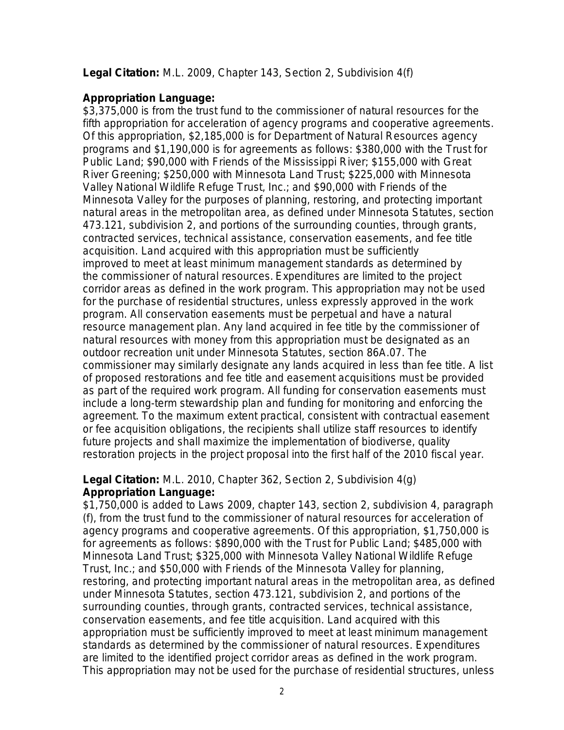**Legal Citation:** M.L. 2009, Chapter 143, Section 2, Subdivision 4(f)

**Appropriation Language:**
$3,375,000 is from the trust fund to the commissioner of natural resources for the fifth appropriation for acceleration of agency programs and cooperative agreements. Of this appropriation, $2,185,000 is for Department of Natural Resources agency programs and $1,190,000 is for agreements as follows: $380,000 with the Trust for Public Land; $90,000 with Friends of the Mississippi River; $155,000 with Great River Greening; $250,000 with Minnesota Land Trust; $225,000 with Minnesota Valley National Wildlife Refuge Trust, Inc.; and $90,000 with Friends of the Minnesota Valley for the purposes of planning, restoring, and protecting important natural areas in the metropolitan area, as defined under Minnesota Statutes, section 473.121, subdivision 2, and portions of the surrounding counties, through grants, contracted services, technical assistance, conservation easements, and fee title acquisition. Land acquired with this appropriation must be sufficiently improved to meet at least minimum management standards as determined by the commissioner of natural resources. Expenditures are limited to the project corridor areas as defined in the work program. This appropriation may not be used for the purchase of residential structures, unless expressly approved in the work program. All conservation easements must be perpetual and have a natural resource management plan. Any land acquired in fee title by the commissioner of natural resources with money from this appropriation must be designated as an outdoor recreation unit under Minnesota Statutes, section 86A.07. The commissioner may similarly designate any lands acquired in less than fee title. A list of proposed restorations and fee title and easement acquisitions must be provided as part of the required work program. All funding for conservation easements must include a long-term stewardship plan and funding for monitoring and enforcing the agreement. To the maximum extent practical, consistent with contractual easement or fee acquisition obligations, the recipients shall utilize staff resources to identify future projects and shall maximize the implementation of biodiverse, quality restoration projects in the project proposal into the first half of the 2010 fiscal year.

**Legal Citation:** M.L. 2010, Chapter 362, Section 2, Subdivision 4(g)
**Appropriation Language:**
$1,750,000 is added to Laws 2009, chapter 143, section 2, subdivision 4, paragraph (f), from the trust fund to the commissioner of natural resources for acceleration of agency programs and cooperative agreements. Of this appropriation, $1,750,000 is for agreements as follows: $890,000 with the Trust for Public Land; $485,000 with Minnesota Land Trust; $325,000 with Minnesota Valley National Wildlife Refuge Trust, Inc.; and $50,000 with Friends of the Minnesota Valley for planning, restoring, and protecting important natural areas in the metropolitan area, as defined under Minnesota Statutes, section 473.121, subdivision 2, and portions of the surrounding counties, through grants, contracted services, technical assistance, conservation easements, and fee title acquisition. Land acquired with this appropriation must be sufficiently improved to meet at least minimum management standards as determined by the commissioner of natural resources. Expenditures are limited to the identified project corridor areas as defined in the work program. This appropriation may not be used for the purchase of residential structures, unless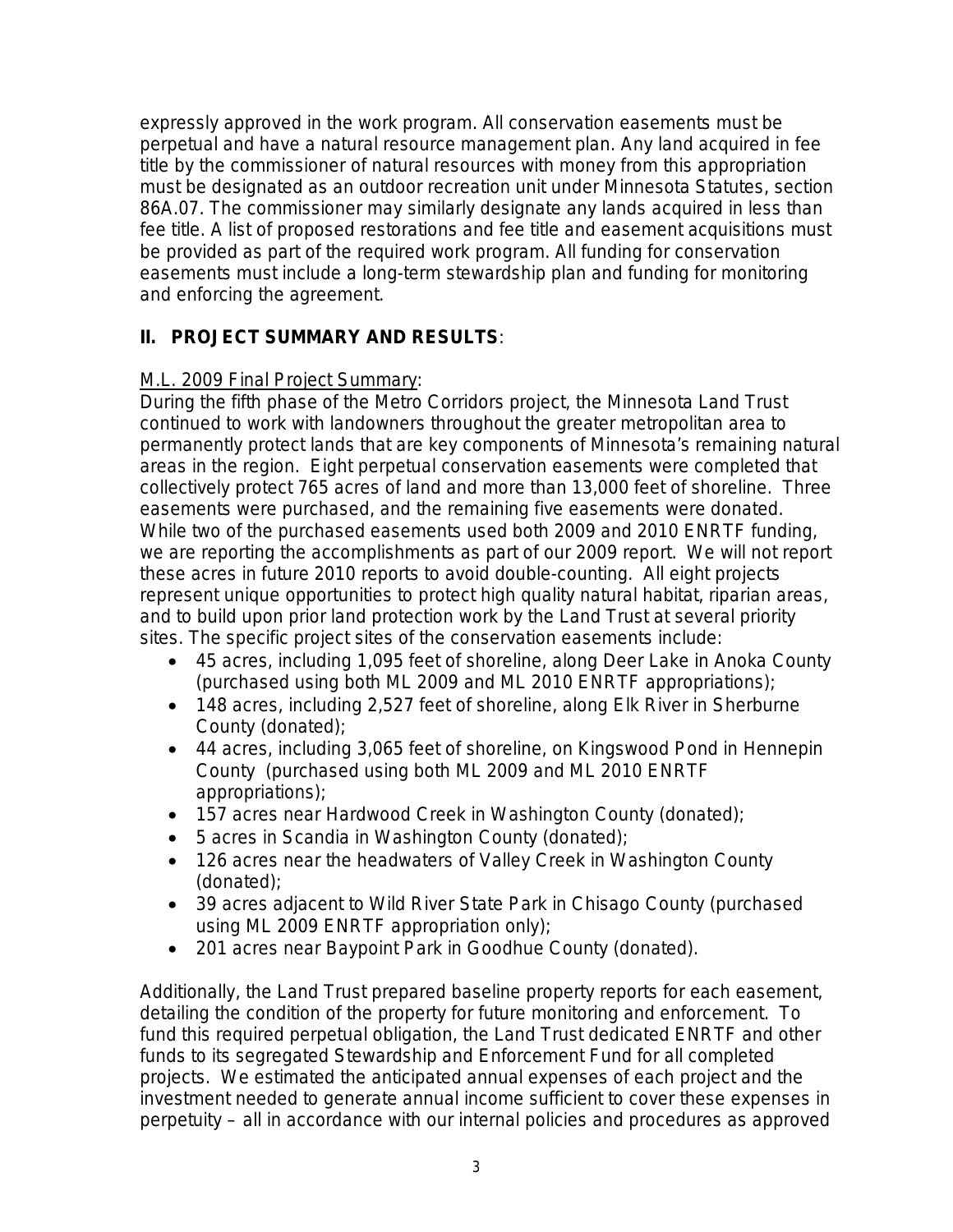expressly approved in the work program. All conservation easements must be perpetual and have a natural resource management plan. Any land acquired in fee title by the commissioner of natural resources with money from this appropriation must be designated as an outdoor recreation unit under Minnesota Statutes, section 86A.07. The commissioner may similarly designate any lands acquired in less than fee title. A list of proposed restorations and fee title and easement acquisitions must be provided as part of the required work program. All funding for conservation easements must include a long-term stewardship plan and funding for monitoring and enforcing the agreement.

## II. PROJECT SUMMARY AND RESULTS:

M.L. 2009 Final Project Summary:

During the fifth phase of the Metro Corridors project, the Minnesota Land Trust continued to work with landowners throughout the greater metropolitan area to permanently protect lands that are key components of Minnesota's remaining natural areas in the region. Eight perpetual conservation easements were completed that collectively protect 765 acres of land and more than 13,000 feet of shoreline. Three easements were purchased, and the remaining five easements were donated. While two of the purchased easements used both 2009 and 2010 ENRTF funding, we are reporting the accomplishments as part of our 2009 report. We will not report these acres in future 2010 reports to avoid double-counting. All eight projects represent unique opportunities to protect high quality natural habitat, riparian areas, and to build upon prior land protection work by the Land Trust at several priority sites. The specific project sites of the conservation easements include:

- 45 acres, including 1,095 feet of shoreline, along Deer Lake in Anoka County (purchased using both ML 2009 and ML 2010 ENRTF appropriations);
- 148 acres, including 2,527 feet of shoreline, along Elk River in Sherburne County (donated);
- 44 acres, including 3,065 feet of shoreline, on Kingswood Pond in Hennepin County (purchased using both ML 2009 and ML 2010 ENRTF appropriations);
- 157 acres near Hardwood Creek in Washington County (donated);
- 5 acres in Scandia in Washington County (donated);
- 126 acres near the headwaters of Valley Creek in Washington County (donated);
- 39 acres adjacent to Wild River State Park in Chisago County (purchased using ML 2009 ENRTF appropriation only);
- 201 acres near Baypoint Park in Goodhue County (donated).

Additionally, the Land Trust prepared baseline property reports for each easement, detailing the condition of the property for future monitoring and enforcement. To fund this required perpetual obligation, the Land Trust dedicated ENRTF and other funds to its segregated Stewardship and Enforcement Fund for all completed projects. We estimated the anticipated annual expenses of each project and the investment needed to generate annual income sufficient to cover these expenses in perpetuity – all in accordance with our internal policies and procedures as approved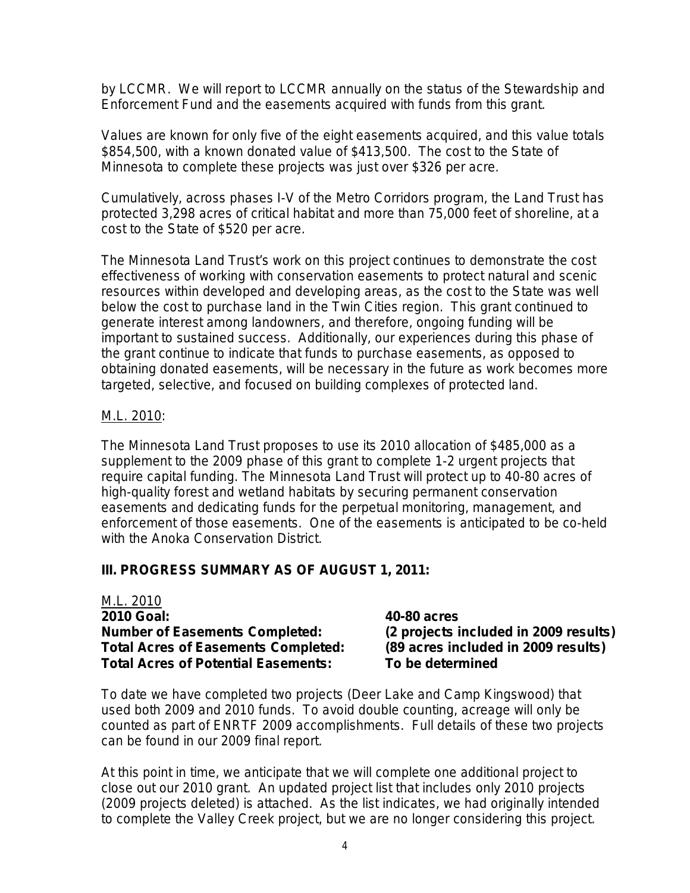by LCCMR. We will report to LCCMR annually on the status of the Stewardship and Enforcement Fund and the easements acquired with funds from this grant.

Values are known for only five of the eight easements acquired, and this value totals $854,500, with a known donated value of $413,500. The cost to the State of Minnesota to complete these projects was just over $326 per acre.

Cumulatively, across phases I-V of the Metro Corridors program, the Land Trust has protected 3,298 acres of critical habitat and more than 75,000 feet of shoreline, at a cost to the State of $520 per acre.

The Minnesota Land Trust's work on this project continues to demonstrate the cost effectiveness of working with conservation easements to protect natural and scenic resources within developed and developing areas, as the cost to the State was well below the cost to purchase land in the Twin Cities region. This grant continued to generate interest among landowners, and therefore, ongoing funding will be important to sustained success. Additionally, our experiences during this phase of the grant continue to indicate that funds to purchase easements, as opposed to obtaining donated easements, will be necessary in the future as work becomes more targeted, selective, and focused on building complexes of protected land.

<u>M.L. 2010</u>:

The Minnesota Land Trust proposes to use its 2010 allocation of $485,000 as a supplement to the 2009 phase of this grant to complete 1-2 urgent projects that require capital funding. The Minnesota Land Trust will protect up to 40-80 acres of high-quality forest and wetland habitats by securing permanent conservation easements and dedicating funds for the perpetual monitoring, management, and enforcement of those easements. One of the easements is anticipated to be co-held with the Anoka Conservation District.

## III. PROGRESS SUMMARY AS OF AUGUST 1, 2011:

<u>M.L. 2010</u>

| | |
|---|---|
| **2010 Goal:** | **40-80 acres** |
| **Number of Easements Completed:** | **(2 projects included in 2009 results)** |
| **Total Acres of Easements Completed:** | **(89 acres included in 2009 results)** |
| **Total Acres of Potential Easements:** | **To be determined** |

To date we have completed two projects (Deer Lake and Camp Kingswood) that used both 2009 and 2010 funds. To avoid double counting, acreage will only be counted as part of ENRTF 2009 accomplishments. Full details of these two projects can be found in our 2009 final report.

At this point in time, we anticipate that we will complete one additional project to close out our 2010 grant. An updated project list that includes only 2010 projects (2009 projects deleted) is attached. As the list indicates, we had originally intended to complete the Valley Creek project, but we are no longer considering this project.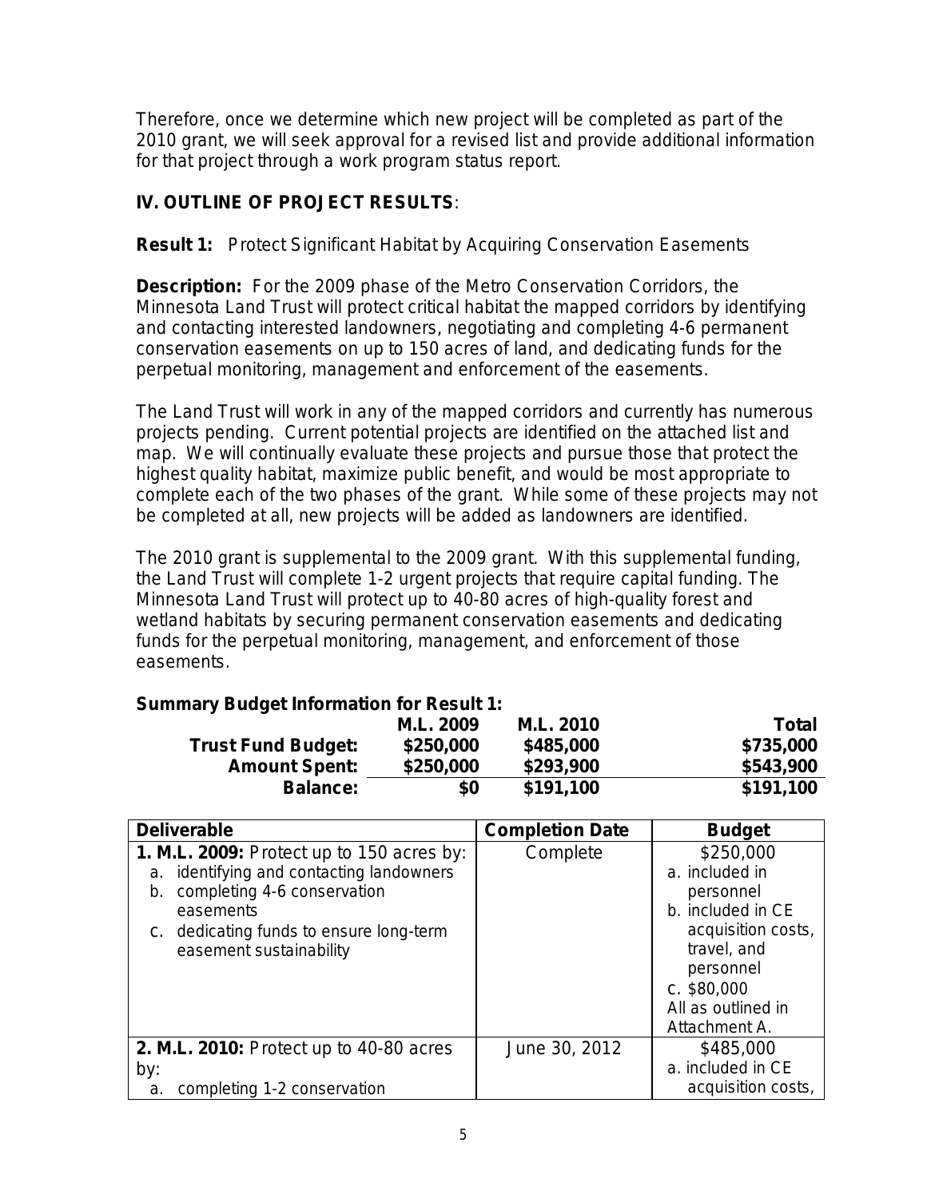Therefore, once we determine which new project will be completed as part of the 2010 grant, we will seek approval for a revised list and provide additional information for that project through a work program status report.

## IV. OUTLINE OF PROJECT RESULTS:

**Result 1:** Protect Significant Habitat by Acquiring Conservation Easements

**Description:** For the 2009 phase of the Metro Conservation Corridors, the Minnesota Land Trust will protect critical habitat the mapped corridors by identifying and contacting interested landowners, negotiating and completing 4-6 permanent conservation easements on up to 150 acres of land, and dedicating funds for the perpetual monitoring, management and enforcement of the easements.

The Land Trust will work in any of the mapped corridors and currently has numerous projects pending. Current potential projects are identified on the attached list and map. We will continually evaluate these projects and pursue those that protect the highest quality habitat, maximize public benefit, and would be most appropriate to complete each of the two phases of the grant. While some of these projects may not be completed at all, new projects will be added as landowners are identified.

The 2010 grant is supplemental to the 2009 grant. With this supplemental funding, the Land Trust will complete 1-2 urgent projects that require capital funding. The Minnesota Land Trust will protect up to 40-80 acres of high-quality forest and wetland habitats by securing permanent conservation easements and dedicating funds for the perpetual monitoring, management, and enforcement of those easements.

**Summary Budget Information for Result 1:**

| | M.L. 2009 | M.L. 2010 | Total |
|---|---|---|---|
| **Trust Fund Budget:** | $250,000 | $485,000 | $735,000 |
| **Amount Spent:** | $250,000 | $293,900 | $543,900 |
| **Balance:** | $0 | $191,100 | $191,100 |

| Deliverable | Completion Date | Budget |
|---|---|---|
| **1. M.L. 2009:** Protect up to 150 acres by:<br>a. identifying and contacting landowners<br>b. completing 4-6 conservation easements<br>c. dedicating funds to ensure long-term easement sustainability | Complete | $250,000<br>a. included in personnel<br>b. included in CE acquisition costs, travel, and personnel<br>c. $80,000<br>All as outlined in Attachment A. |
| **2. M.L. 2010:** Protect up to 40-80 acres by:<br>a. completing 1-2 conservation | June 30, 2012 | $485,000<br>a. included in CE acquisition costs, |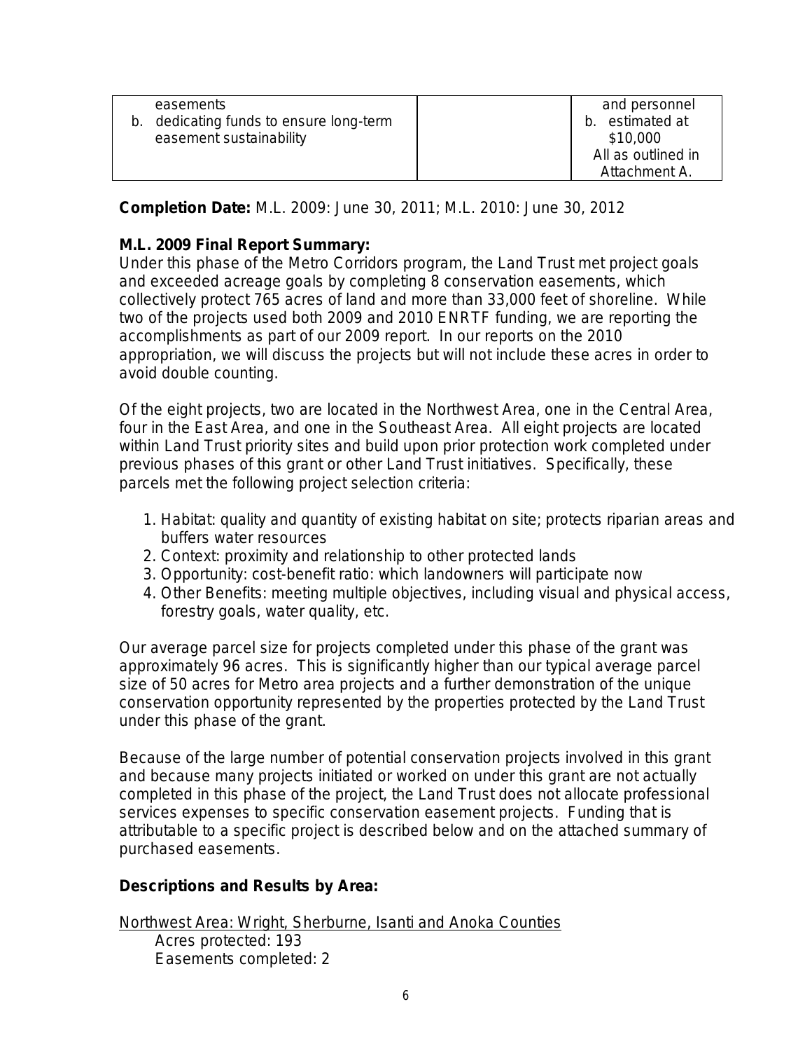| easements<br>b. dedicating funds to ensure long-term easement sustainability | | and personnel<br>b. estimated at $10,000<br>All as outlined in Attachment A. |
|---|---|---|

**Completion Date:** M.L. 2009: June 30, 2011; M.L. 2010: June 30, 2012

**M.L. 2009 Final Report Summary:**
Under this phase of the Metro Corridors program, the Land Trust met project goals and exceeded acreage goals by completing 8 conservation easements, which collectively protect 765 acres of land and more than 33,000 feet of shoreline. While two of the projects used both 2009 and 2010 ENRTF funding, we are reporting the accomplishments as part of our 2009 report. In our reports on the 2010 appropriation, we will discuss the projects but will not include these acres in order to avoid double counting.

Of the eight projects, two are located in the Northwest Area, one in the Central Area, four in the East Area, and one in the Southeast Area. All eight projects are located within Land Trust priority sites and build upon prior protection work completed under previous phases of this grant or other Land Trust initiatives. Specifically, these parcels met the following project selection criteria:

1. Habitat: quality and quantity of existing habitat on site; protects riparian areas and buffers water resources
2. Context: proximity and relationship to other protected lands
3. Opportunity: cost-benefit ratio: which landowners will participate now
4. Other Benefits: meeting multiple objectives, including visual and physical access, forestry goals, water quality, etc.

Our average parcel size for projects completed under this phase of the grant was approximately 96 acres. This is significantly higher than our typical average parcel size of 50 acres for Metro area projects and a further demonstration of the unique conservation opportunity represented by the properties protected by the Land Trust under this phase of the grant.

Because of the large number of potential conservation projects involved in this grant and because many projects initiated or worked on under this grant are not actually completed in this phase of the project, the Land Trust does not allocate professional services expenses to specific conservation easement projects. Funding that is attributable to a specific project is described below and on the attached summary of purchased easements.

**Descriptions and Results by Area:**

<u>Northwest Area: Wright, Sherburne, Isanti and Anoka Counties</u>
Acres protected: 193
Easements completed: 2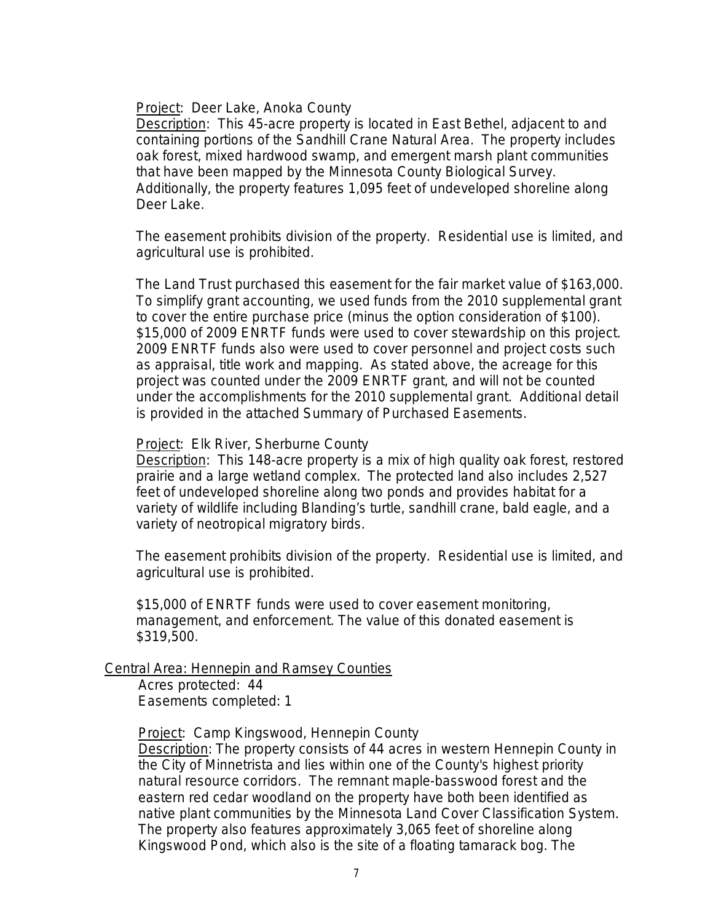Project: Deer Lake, Anoka County

Description: This 45-acre property is located in East Bethel, adjacent to and containing portions of the Sandhill Crane Natural Area. The property includes oak forest, mixed hardwood swamp, and emergent marsh plant communities that have been mapped by the Minnesota County Biological Survey. Additionally, the property features 1,095 feet of undeveloped shoreline along Deer Lake.

The easement prohibits division of the property. Residential use is limited, and agricultural use is prohibited.

The Land Trust purchased this easement for the fair market value of $163,000. To simplify grant accounting, we used funds from the 2010 supplemental grant to cover the entire purchase price (minus the option consideration of $100). $15,000 of 2009 ENRTF funds were used to cover stewardship on this project. 2009 ENRTF funds also were used to cover personnel and project costs such as appraisal, title work and mapping. As stated above, the acreage for this project was counted under the 2009 ENRTF grant, and will not be counted under the accomplishments for the 2010 supplemental grant. Additional detail is provided in the attached Summary of Purchased Easements.

Project: Elk River, Sherburne County

Description: This 148-acre property is a mix of high quality oak forest, restored prairie and a large wetland complex. The protected land also includes 2,527 feet of undeveloped shoreline along two ponds and provides habitat for a variety of wildlife including Blanding's turtle, sandhill crane, bald eagle, and a variety of neotropical migratory birds.

The easement prohibits division of the property. Residential use is limited, and agricultural use is prohibited.

$15,000 of ENRTF funds were used to cover easement monitoring, management, and enforcement. The value of this donated easement is $319,500.

Central Area: Hennepin and Ramsey Counties

Acres protected: 44
Easements completed: 1

Project: Camp Kingswood, Hennepin County

Description: The property consists of 44 acres in western Hennepin County in the City of Minnetrista and lies within one of the County's highest priority natural resource corridors. The remnant maple-basswood forest and the eastern red cedar woodland on the property have both been identified as native plant communities by the Minnesota Land Cover Classification System. The property also features approximately 3,065 feet of shoreline along Kingswood Pond, which also is the site of a floating tamarack bog. The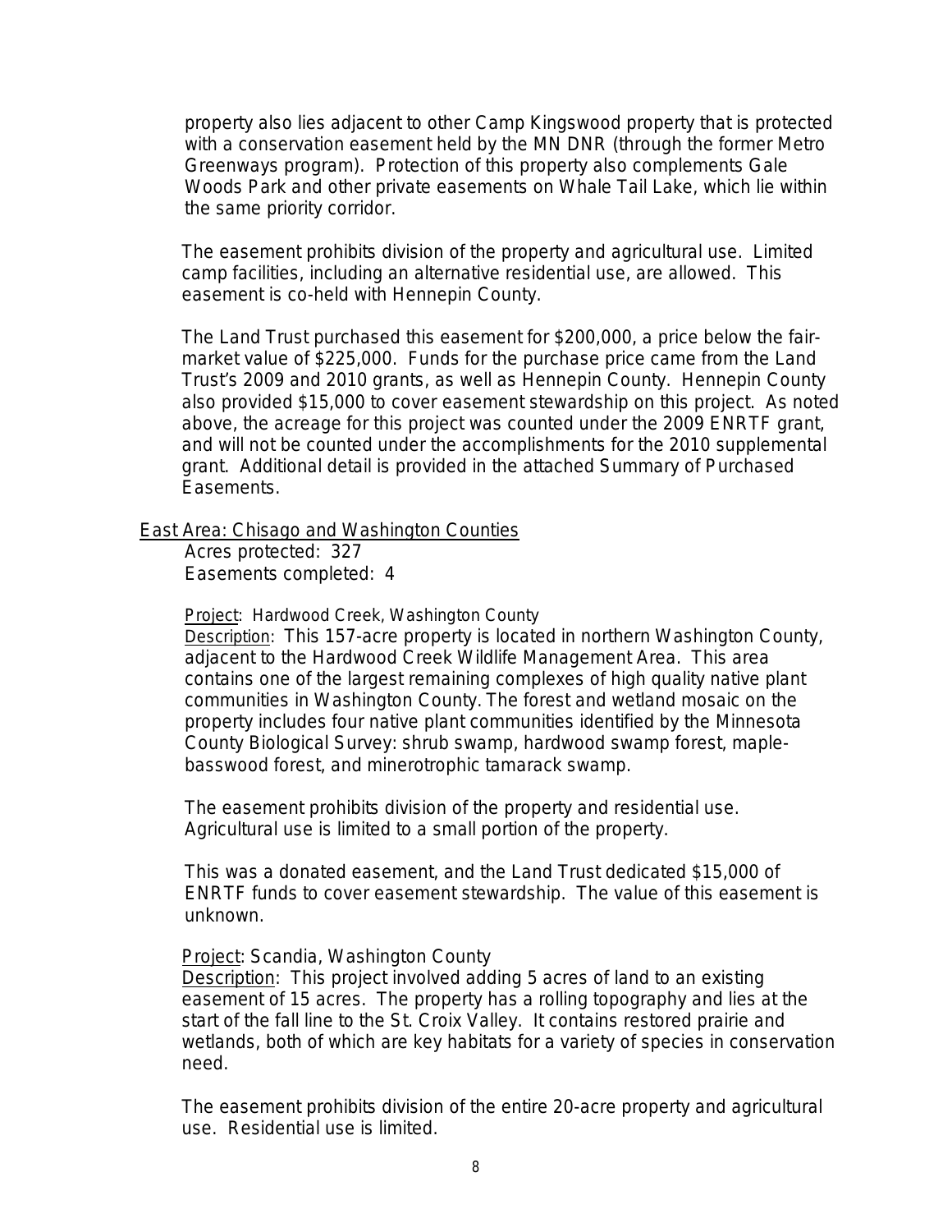property also lies adjacent to other Camp Kingswood property that is protected with a conservation easement held by the MN DNR (through the former Metro Greenways program). Protection of this property also complements Gale Woods Park and other private easements on Whale Tail Lake, which lie within the same priority corridor.

The easement prohibits division of the property and agricultural use. Limited camp facilities, including an alternative residential use, are allowed. This easement is co-held with Hennepin County.

The Land Trust purchased this easement for $200,000, a price below the fair-market value of $225,000. Funds for the purchase price came from the Land Trust's 2009 and 2010 grants, as well as Hennepin County. Hennepin County also provided $15,000 to cover easement stewardship on this project. As noted above, the acreage for this project was counted under the 2009 ENRTF grant, and will not be counted under the accomplishments for the 2010 supplemental grant. Additional detail is provided in the attached Summary of Purchased Easements.

<u>East Area: Chisago and Washington Counties</u>

Acres protected: 327
Easements completed: 4

<u>Project</u>: Hardwood Creek, Washington County
<u>Description</u>: This 157-acre property is located in northern Washington County, adjacent to the Hardwood Creek Wildlife Management Area. This area contains one of the largest remaining complexes of high quality native plant communities in Washington County. The forest and wetland mosaic on the property includes four native plant communities identified by the Minnesota County Biological Survey: shrub swamp, hardwood swamp forest, maple-basswood forest, and minerotrophic tamarack swamp.

The easement prohibits division of the property and residential use. Agricultural use is limited to a small portion of the property.

This was a donated easement, and the Land Trust dedicated $15,000 of ENRTF funds to cover easement stewardship. The value of this easement is unknown.

<u>Project</u>: Scandia, Washington County
<u>Description</u>: This project involved adding 5 acres of land to an existing easement of 15 acres. The property has a rolling topography and lies at the start of the fall line to the St. Croix Valley. It contains restored prairie and wetlands, both of which are key habitats for a variety of species in conservation need.

The easement prohibits division of the entire 20-acre property and agricultural use. Residential use is limited.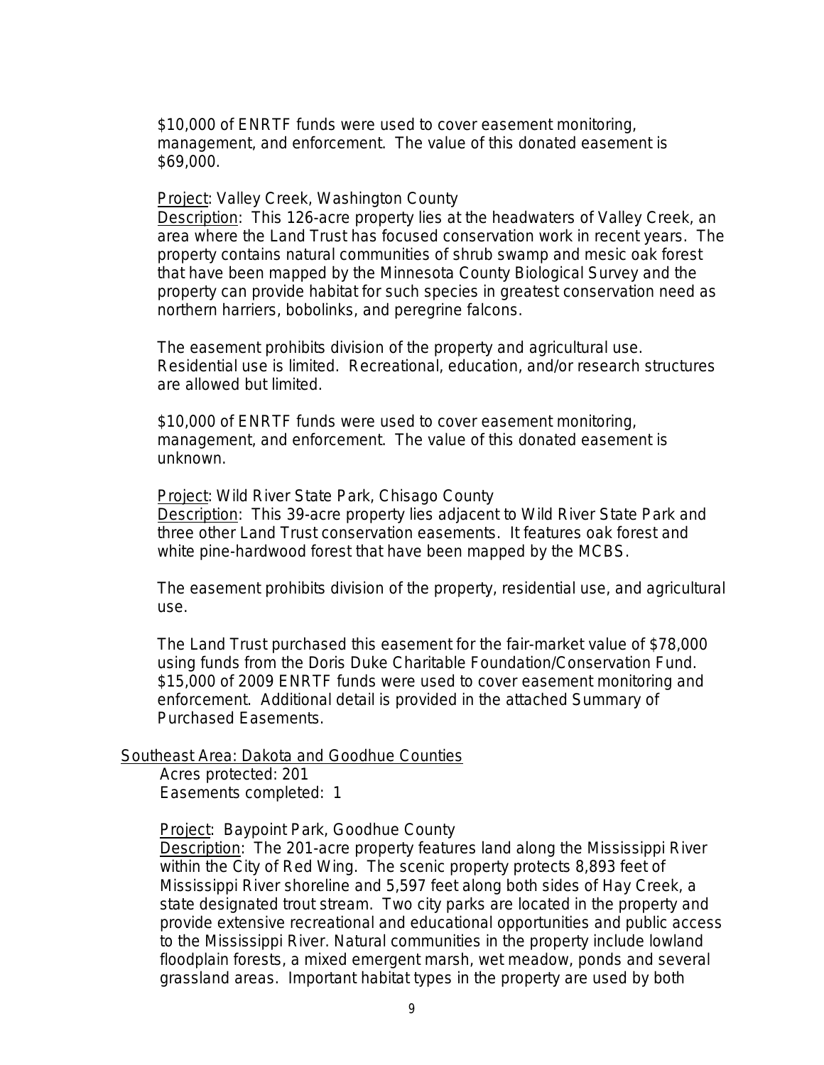$10,000 of ENRTF funds were used to cover easement monitoring, management, and enforcement. The value of this donated easement is $69,000.

Project: Valley Creek, Washington County
Description: This 126-acre property lies at the headwaters of Valley Creek, an area where the Land Trust has focused conservation work in recent years. The property contains natural communities of shrub swamp and mesic oak forest that have been mapped by the Minnesota County Biological Survey and the property can provide habitat for such species in greatest conservation need as northern harriers, bobolinks, and peregrine falcons.

The easement prohibits division of the property and agricultural use. Residential use is limited. Recreational, education, and/or research structures are allowed but limited.

$10,000 of ENRTF funds were used to cover easement monitoring, management, and enforcement. The value of this donated easement is unknown.

Project: Wild River State Park, Chisago County
Description: This 39-acre property lies adjacent to Wild River State Park and three other Land Trust conservation easements. It features oak forest and white pine-hardwood forest that have been mapped by the MCBS.

The easement prohibits division of the property, residential use, and agricultural use.

The Land Trust purchased this easement for the fair-market value of $78,000 using funds from the Doris Duke Charitable Foundation/Conservation Fund. $15,000 of 2009 ENRTF funds were used to cover easement monitoring and enforcement. Additional detail is provided in the attached Summary of Purchased Easements.

Southeast Area: Dakota and Goodhue Counties
Acres protected: 201
Easements completed: 1

Project: Baypoint Park, Goodhue County
Description: The 201-acre property features land along the Mississippi River within the City of Red Wing. The scenic property protects 8,893 feet of Mississippi River shoreline and 5,597 feet along both sides of Hay Creek, a state designated trout stream. Two city parks are located in the property and provide extensive recreational and educational opportunities and public access to the Mississippi River. Natural communities in the property include lowland floodplain forests, a mixed emergent marsh, wet meadow, ponds and several grassland areas. Important habitat types in the property are used by both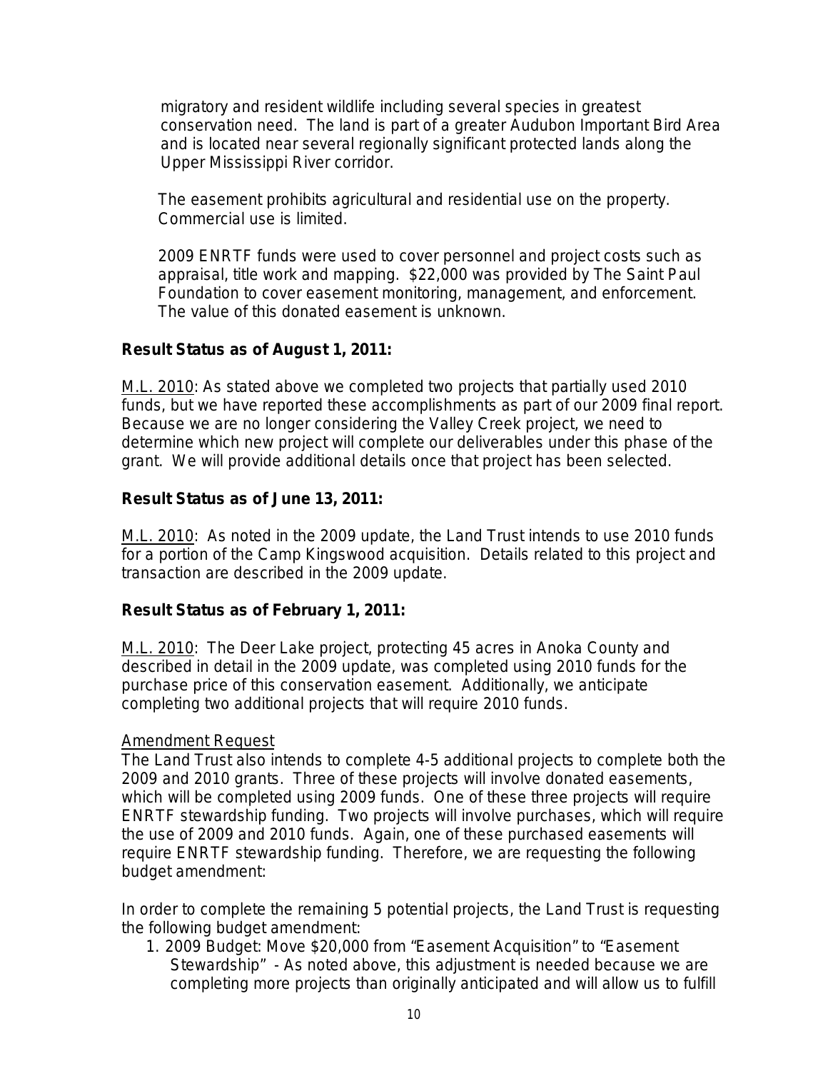migratory and resident wildlife including several species in greatest conservation need. The land is part of a greater Audubon Important Bird Area and is located near several regionally significant protected lands along the Upper Mississippi River corridor.

The easement prohibits agricultural and residential use on the property. Commercial use is limited.

2009 ENRTF funds were used to cover personnel and project costs such as appraisal, title work and mapping. $22,000 was provided by The Saint Paul Foundation to cover easement monitoring, management, and enforcement. The value of this donated easement is unknown.

**Result Status as of August 1, 2011:**

M.L. 2010: As stated above we completed two projects that partially used 2010 funds, but we have reported these accomplishments as part of our 2009 final report. Because we are no longer considering the Valley Creek project, we need to determine which new project will complete our deliverables under this phase of the grant. We will provide additional details once that project has been selected.

**Result Status as of June 13, 2011:**

M.L. 2010: As noted in the 2009 update, the Land Trust intends to use 2010 funds for a portion of the Camp Kingswood acquisition. Details related to this project and transaction are described in the 2009 update.

**Result Status as of February 1, 2011:**

M.L. 2010: The Deer Lake project, protecting 45 acres in Anoka County and described in detail in the 2009 update, was completed using 2010 funds for the purchase price of this conservation easement. Additionally, we anticipate completing two additional projects that will require 2010 funds.

Amendment Request

The Land Trust also intends to complete 4-5 additional projects to complete both the 2009 and 2010 grants. Three of these projects will involve donated easements, which will be completed using 2009 funds. One of these three projects will require ENRTF stewardship funding. Two projects will involve purchases, which will require the use of 2009 and 2010 funds. Again, one of these purchased easements will require ENRTF stewardship funding. Therefore, we are requesting the following budget amendment:

In order to complete the remaining 5 potential projects, the Land Trust is requesting the following budget amendment:

1. 2009 Budget: Move $20,000 from "Easement Acquisition" to "Easement Stewardship" - As noted above, this adjustment is needed because we are completing more projects than originally anticipated and will allow us to fulfill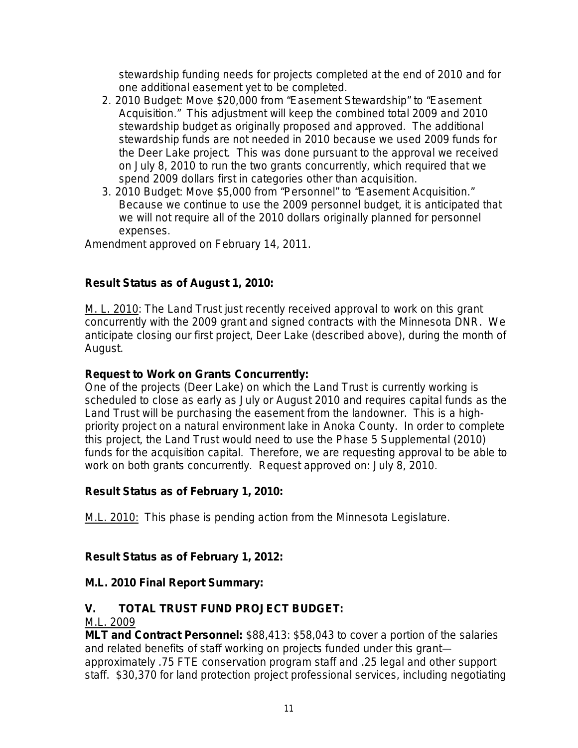stewardship funding needs for projects completed at the end of 2010 and for one additional easement yet to be completed.

2. 2010 Budget: Move $20,000 from "Easement Stewardship" to "Easement Acquisition." This adjustment will keep the combined total 2009 and 2010 stewardship budget as originally proposed and approved. The additional stewardship funds are not needed in 2010 because we used 2009 funds for the Deer Lake project. This was done pursuant to the approval we received on July 8, 2010 to run the two grants concurrently, which required that we spend 2009 dollars first in categories other than acquisition.
3. 2010 Budget: Move $5,000 from "Personnel" to "Easement Acquisition." Because we continue to use the 2009 personnel budget, it is anticipated that we will not require all of the 2010 dollars originally planned for personnel expenses.

Amendment approved on February 14, 2011.

**Result Status as of August 1, 2010:**

M. L. 2010: The Land Trust just recently received approval to work on this grant concurrently with the 2009 grant and signed contracts with the Minnesota DNR. We anticipate closing our first project, Deer Lake (described above), during the month of August.

**Request to Work on Grants Concurrently:**
One of the projects (Deer Lake) on which the Land Trust is currently working is scheduled to close as early as July or August 2010 and requires capital funds as the Land Trust will be purchasing the easement from the landowner. This is a high-priority project on a natural environment lake in Anoka County. In order to complete this project, the Land Trust would need to use the Phase 5 Supplemental (2010) funds for the acquisition capital. Therefore, we are requesting approval to be able to work on both grants concurrently. Request approved on: July 8, 2010.

**Result Status as of February 1, 2010:**

M.L. 2010: This phase is pending action from the Minnesota Legislature.

**Result Status as of February 1, 2012:**

**M.L. 2010 Final Report Summary:**

## V. TOTAL TRUST FUND PROJECT BUDGET:

M.L. 2009

**MLT and Contract Personnel:** $88,413: $58,043 to cover a portion of the salaries and related benefits of staff working on projects funded under this grant—approximately .75 FTE conservation program staff and .25 legal and other support staff. $30,370 for land protection project professional services, including negotiating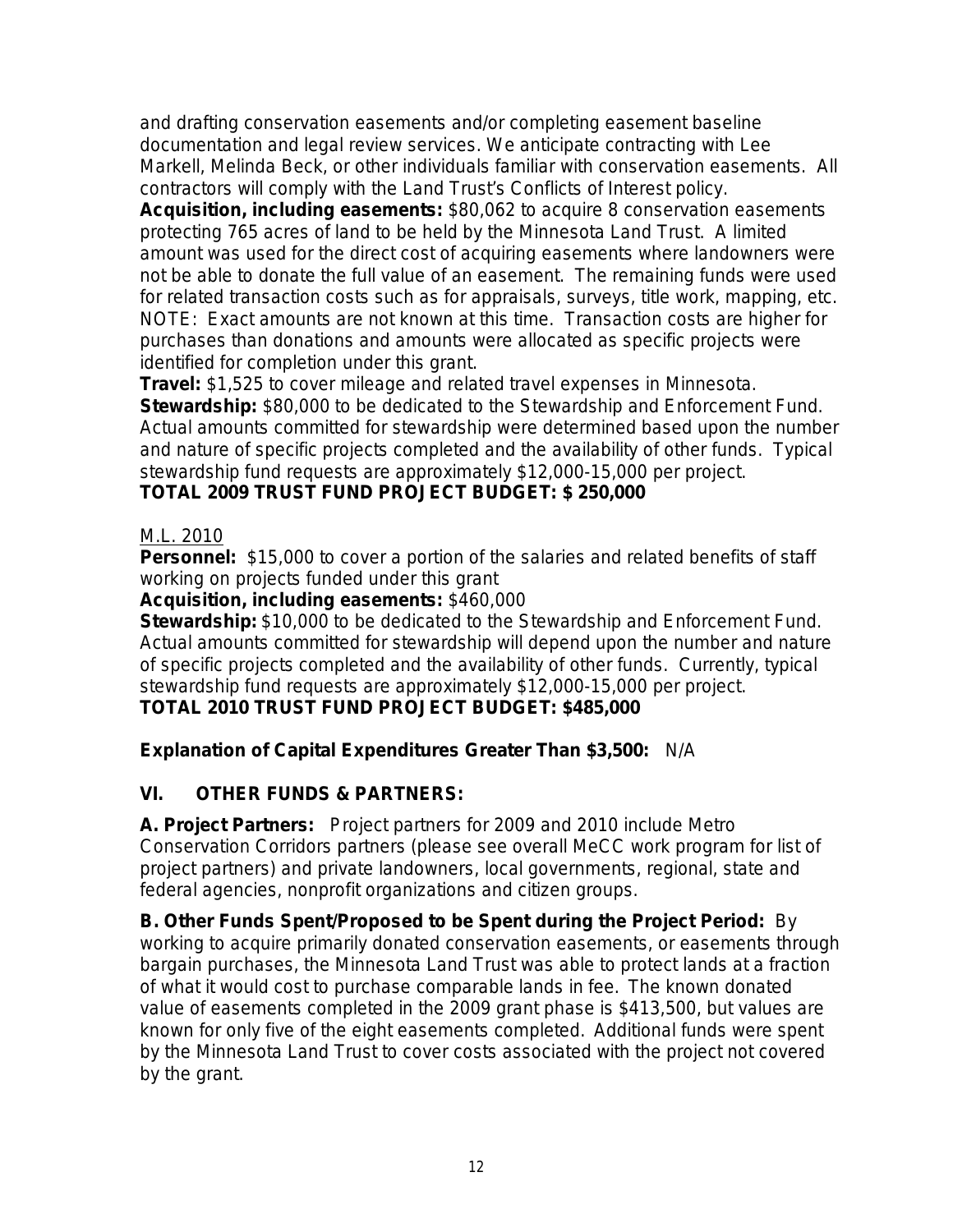and drafting conservation easements and/or completing easement baseline documentation and legal review services. We anticipate contracting with Lee Markell, Melinda Beck, or other individuals familiar with conservation easements. All contractors will comply with the Land Trust's Conflicts of Interest policy.

**Acquisition, including easements:** $80,062 to acquire 8 conservation easements protecting 765 acres of land to be held by the Minnesota Land Trust. A limited amount was used for the direct cost of acquiring easements where landowners were not be able to donate the full value of an easement. The remaining funds were used for related transaction costs such as for appraisals, surveys, title work, mapping, etc. NOTE: Exact amounts are not known at this time. Transaction costs are higher for purchases than donations and amounts were allocated as specific projects were identified for completion under this grant.

**Travel:** $1,525 to cover mileage and related travel expenses in Minnesota.

**Stewardship:** $80,000 to be dedicated to the Stewardship and Enforcement Fund. Actual amounts committed for stewardship were determined based upon the number and nature of specific projects completed and the availability of other funds. Typical stewardship fund requests are approximately $12,000-15,000 per project.

**TOTAL 2009 TRUST FUND PROJECT BUDGET: $ 250,000**

M.L. 2010

**Personnel:** $15,000 to cover a portion of the salaries and related benefits of staff working on projects funded under this grant

**Acquisition, including easements:** $460,000

**Stewardship:** $10,000 to be dedicated to the Stewardship and Enforcement Fund. Actual amounts committed for stewardship will depend upon the number and nature of specific projects completed and the availability of other funds. Currently, typical stewardship fund requests are approximately $12,000-15,000 per project.

**TOTAL 2010 TRUST FUND PROJECT BUDGET: $485,000**

**Explanation of Capital Expenditures Greater Than $3,500:** N/A

## VI. OTHER FUNDS & PARTNERS:

**A. Project Partners:** Project partners for 2009 and 2010 include Metro Conservation Corridors partners (please see overall MeCC work program for list of project partners) and private landowners, local governments, regional, state and federal agencies, nonprofit organizations and citizen groups.

**B. Other Funds Spent/Proposed to be Spent during the Project Period:** By working to acquire primarily donated conservation easements, or easements through bargain purchases, the Minnesota Land Trust was able to protect lands at a fraction of what it would cost to purchase comparable lands in fee. The known donated value of easements completed in the 2009 grant phase is $413,500, but values are known for only five of the eight easements completed. Additional funds were spent by the Minnesota Land Trust to cover costs associated with the project not covered by the grant.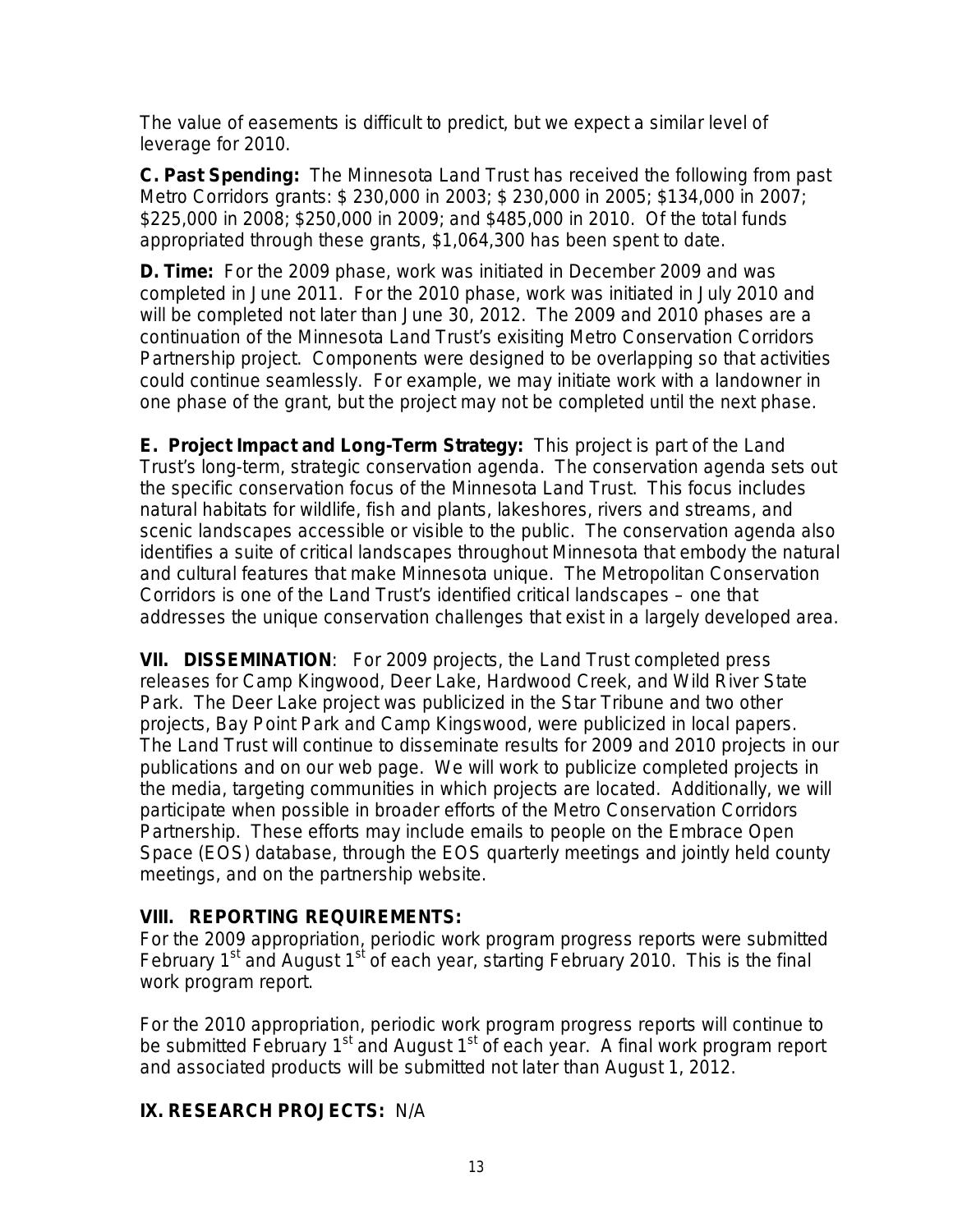The value of easements is difficult to predict, but we expect a similar level of leverage for 2010.

**C. Past Spending:** The Minnesota Land Trust has received the following from past Metro Corridors grants: $ 230,000 in 2003; $ 230,000 in 2005; $134,000 in 2007; $225,000 in 2008; $250,000 in 2009; and $485,000 in 2010. Of the total funds appropriated through these grants, $1,064,300 has been spent to date.

**D. Time:** For the 2009 phase, work was initiated in December 2009 and was completed in June 2011. For the 2010 phase, work was initiated in July 2010 and will be completed not later than June 30, 2012. The 2009 and 2010 phases are a continuation of the Minnesota Land Trust's exisiting Metro Conservation Corridors Partnership project. Components were designed to be overlapping so that activities could continue seamlessly. For example, we may initiate work with a landowner in one phase of the grant, but the project may not be completed until the next phase.

**E. Project Impact and Long-Term Strategy:** This project is part of the Land Trust's long-term, strategic conservation agenda. The conservation agenda sets out the specific conservation focus of the Minnesota Land Trust. This focus includes natural habitats for wildlife, fish and plants, lakeshores, rivers and streams, and scenic landscapes accessible or visible to the public. The conservation agenda also identifies a suite of critical landscapes throughout Minnesota that embody the natural and cultural features that make Minnesota unique. The Metropolitan Conservation Corridors is one of the Land Trust's identified critical landscapes – one that addresses the unique conservation challenges that exist in a largely developed area.

**VII. DISSEMINATION**: For 2009 projects, the Land Trust completed press releases for Camp Kingwood, Deer Lake, Hardwood Creek, and Wild River State Park. The Deer Lake project was publicized in the Star Tribune and two other projects, Bay Point Park and Camp Kingswood, were publicized in local papers. The Land Trust will continue to disseminate results for 2009 and 2010 projects in our publications and on our web page. We will work to publicize completed projects in the media, targeting communities in which projects are located. Additionally, we will participate when possible in broader efforts of the Metro Conservation Corridors Partnership. These efforts may include emails to people on the Embrace Open Space (EOS) database, through the EOS quarterly meetings and jointly held county meetings, and on the partnership website.

**VIII. REPORTING REQUIREMENTS:**

For the 2009 appropriation, periodic work program progress reports were submitted February 1st and August 1st of each year, starting February 2010. This is the final work program report.

For the 2010 appropriation, periodic work program progress reports will continue to be submitted February 1st and August 1st of each year. A final work program report and associated products will be submitted not later than August 1, 2012.

**IX. RESEARCH PROJECTS:** N/A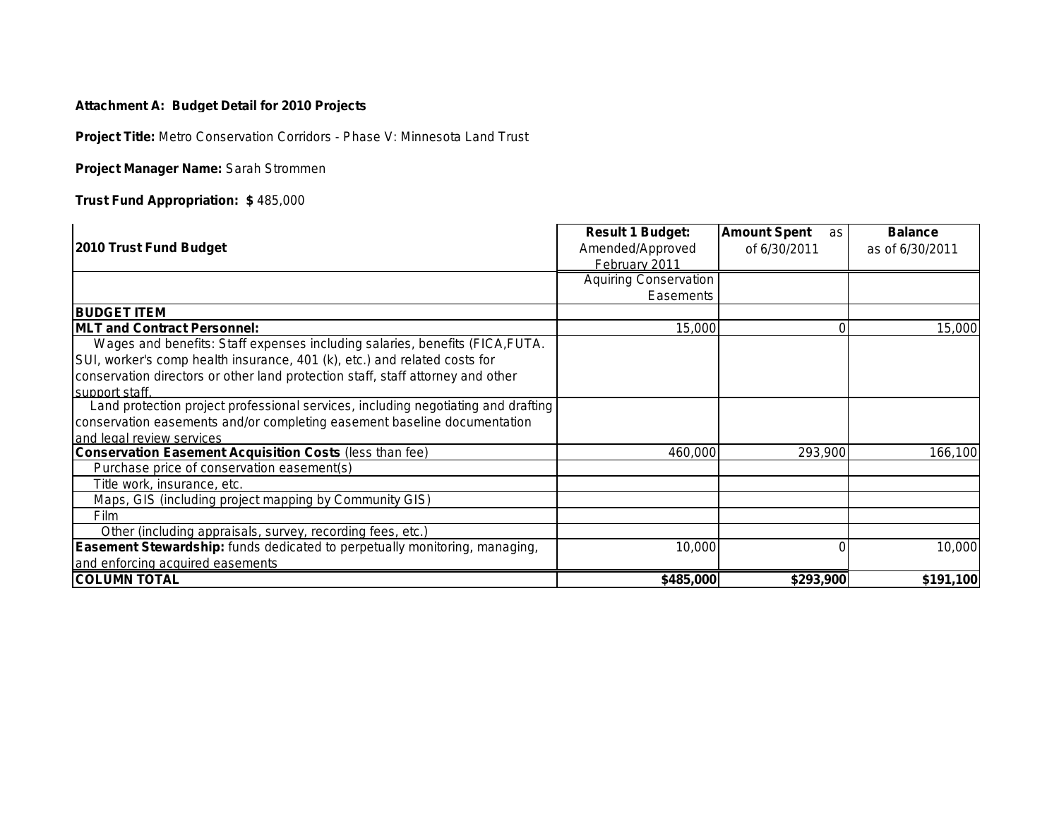**Attachment A: Budget Detail for 2010 Projects**

**Project Title:** Metro Conservation Corridors - Phase V: Minnesota Land Trust

**Project Manager Name:** Sarah Strommen

**Trust Fund Appropriation: $** 485,000

| **2010 Trust Fund Budget** | **Result 1 Budget:** Amended/Approved February 2011 | **Amount Spent** as of 6/30/2011 | **Balance** as of 6/30/2011 |
|---|---|---|---|
| | Aquiring Conservation Easements | | |
| **BUDGET ITEM** | | | |
| **MLT and Contract Personnel:** | 15,000 | 0 | 15,000 |
| Wages and benefits: Staff expenses including salaries, benefits (FICA,FUTA. SUI, worker's comp health insurance, 401 (k), etc.) and related costs for conservation directors or other land protection staff, staff attorney and other support staff. | | | |
| Land protection project professional services, including negotiating and drafting conservation easements and/or completing easement baseline documentation and legal review services | | | |
| **Conservation Easement Acquisition Costs** (less than fee) | 460,000 | 293,900 | 166,100 |
| Purchase price of conservation easement(s) | | | |
| Title work, insurance, etc. | | | |
| Maps, GIS (including project mapping by Community GIS) | | | |
| Film | | | |
| Other (including appraisals, survey, recording fees, etc.) | | | |
| **Easement Stewardship:** funds dedicated to perpetually monitoring, managing, and enforcing acquired easements | 10,000 | 0 | 10,000 |
| **COLUMN TOTAL** | **$485,000** | **$293,900** | **$191,100** |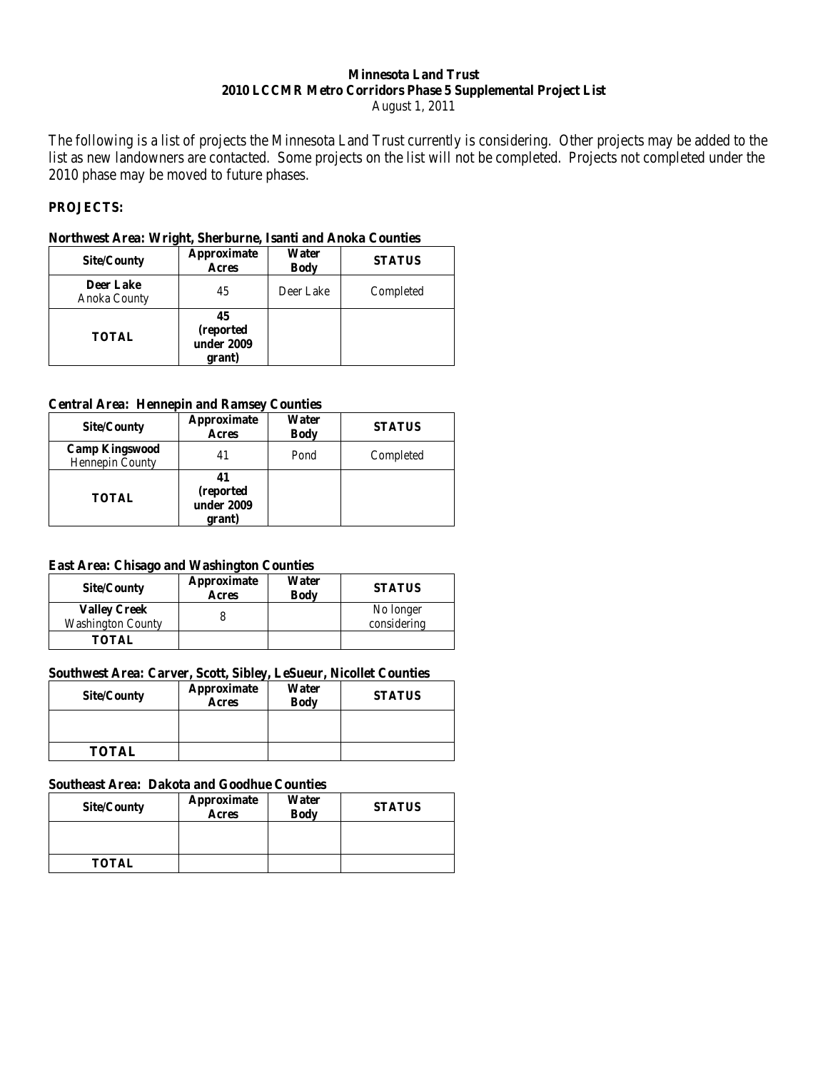**Minnesota Land Trust**
**2010 LCCMR Metro Corridors Phase 5 Supplemental Project List**
August 1, 2011

The following is a list of projects the Minnesota Land Trust currently is considering. Other projects may be added to the list as new landowners are contacted. Some projects on the list will not be completed. Projects not completed under the 2010 phase may be moved to future phases.

**PROJECTS:**

**Northwest Area: Wright, Sherburne, Isanti and Anoka Counties**

| Site/County | Approximate Acres | Water Body | STATUS |
|---|---|---|---|
| **Deer Lake** Anoka County | 45 | Deer Lake | Completed |
| **TOTAL** | **45 (reported under 2009 grant)** | | |

**Central Area: Hennepin and Ramsey Counties**

| Site/County | Approximate Acres | Water Body | STATUS |
|---|---|---|---|
| **Camp Kingswood** Hennepin County | 41 | Pond | Completed |
| **TOTAL** | **41 (reported under 2009 grant)** | | |

**East Area: Chisago and Washington Counties**

| Site/County | Approximate Acres | Water Body | STATUS |
|---|---|---|---|
| **Valley Creek** Washington County | 8 | | No longer considering |
| **TOTAL** | | | |

**Southwest Area: Carver, Scott, Sibley, LeSueur, Nicollet Counties**

| Site/County | Approximate Acres | Water Body | STATUS |
|---|---|---|---|
| | | | |
| **TOTAL** | | | |

**Southeast Area: Dakota and Goodhue Counties**

| Site/County | Approximate Acres | Water Body | STATUS |
|---|---|---|---|
| | | | |
| **TOTAL** | | | |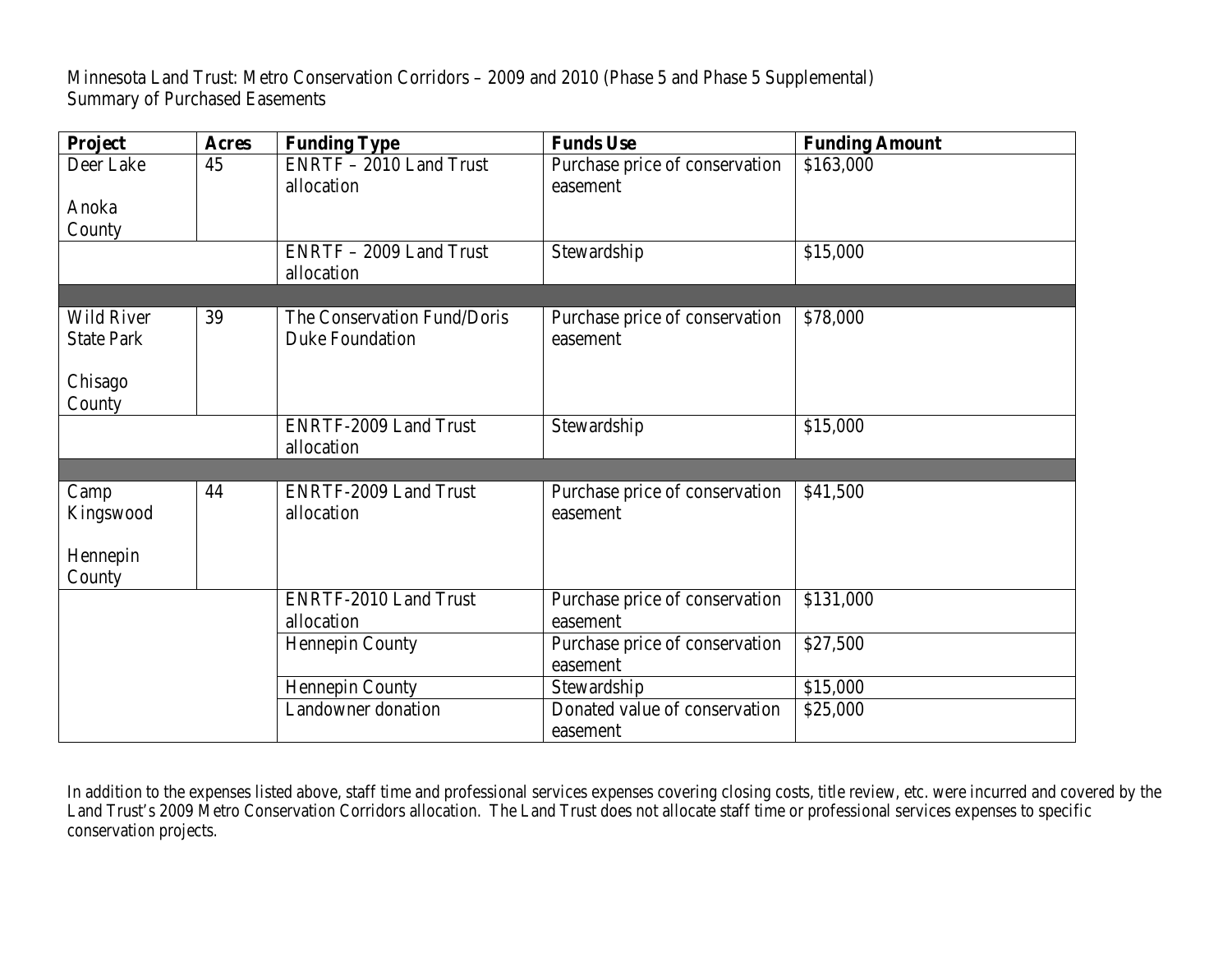Minnesota Land Trust: Metro Conservation Corridors – 2009 and 2010 (Phase 5 and Phase 5 Supplemental)
Summary of Purchased Easements

| Project | Acres | Funding Type | Funds Use | Funding Amount |
|---|---|---|---|---|
| Deer Lake<br><br>Anoka County | 45 | ENRTF – 2010 Land Trust allocation | Purchase price of conservation easement | $163,000 |
| | | ENRTF – 2009 Land Trust allocation | Stewardship | $15,000 |
| | | | | |
| Wild River State Park<br><br>Chisago County | 39 | The Conservation Fund/Doris Duke Foundation | Purchase price of conservation easement | $78,000 |
| | | ENRTF-2009 Land Trust allocation | Stewardship | $15,000 |
| | | | | |
| Camp Kingswood<br><br>Hennepin County | 44 | ENRTF-2009 Land Trust allocation | Purchase price of conservation easement | $41,500 |
| | | ENRTF-2010 Land Trust allocation | Purchase price of conservation easement | $131,000 |
| | | Hennepin County | Purchase price of conservation easement | $27,500 |
| | | Hennepin County | Stewardship | $15,000 |
| | | Landowner donation | Donated value of conservation easement | $25,000 |

In addition to the expenses listed above, staff time and professional services expenses covering closing costs, title review, etc. were incurred and covered by the Land Trust's 2009 Metro Conservation Corridors allocation. The Land Trust does not allocate staff time or professional services expenses to specific conservation projects.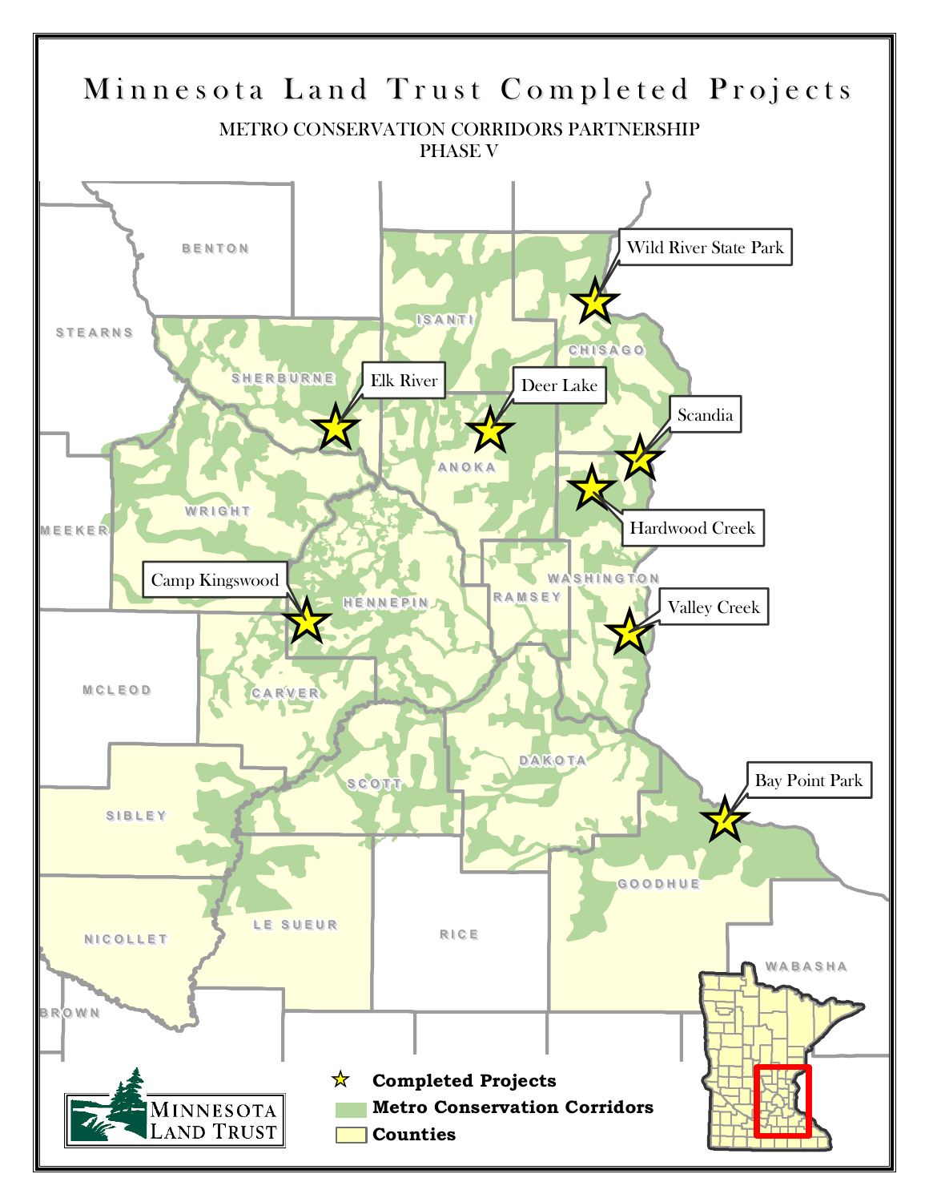# Minnesota Land Trust Completed Projects

METRO CONSERVATION CORRIDORS PARTNERSHIP
PHASE V

BENTON
STEARNS
SHERBURNE
ISANTI
CHISAGO
ANOKA
WRIGHT
MEEKER
HENNEPIN
RAMSEY
WASHINGTON
MCLEOD
CARVER
SCOTT
DAKOTA
SIBLEY
GOODHUE
LE SUEUR
RICE
NICOLLET
WABASHA
BROWN

Wild River State Park
Elk River
Deer Lake
Scandia
Hardwood Creek
Camp Kingswood
Valley Creek
Bay Point Park

Completed Projects
Metro Conservation Corridors
Counties

MINNESOTA LAND TRUST